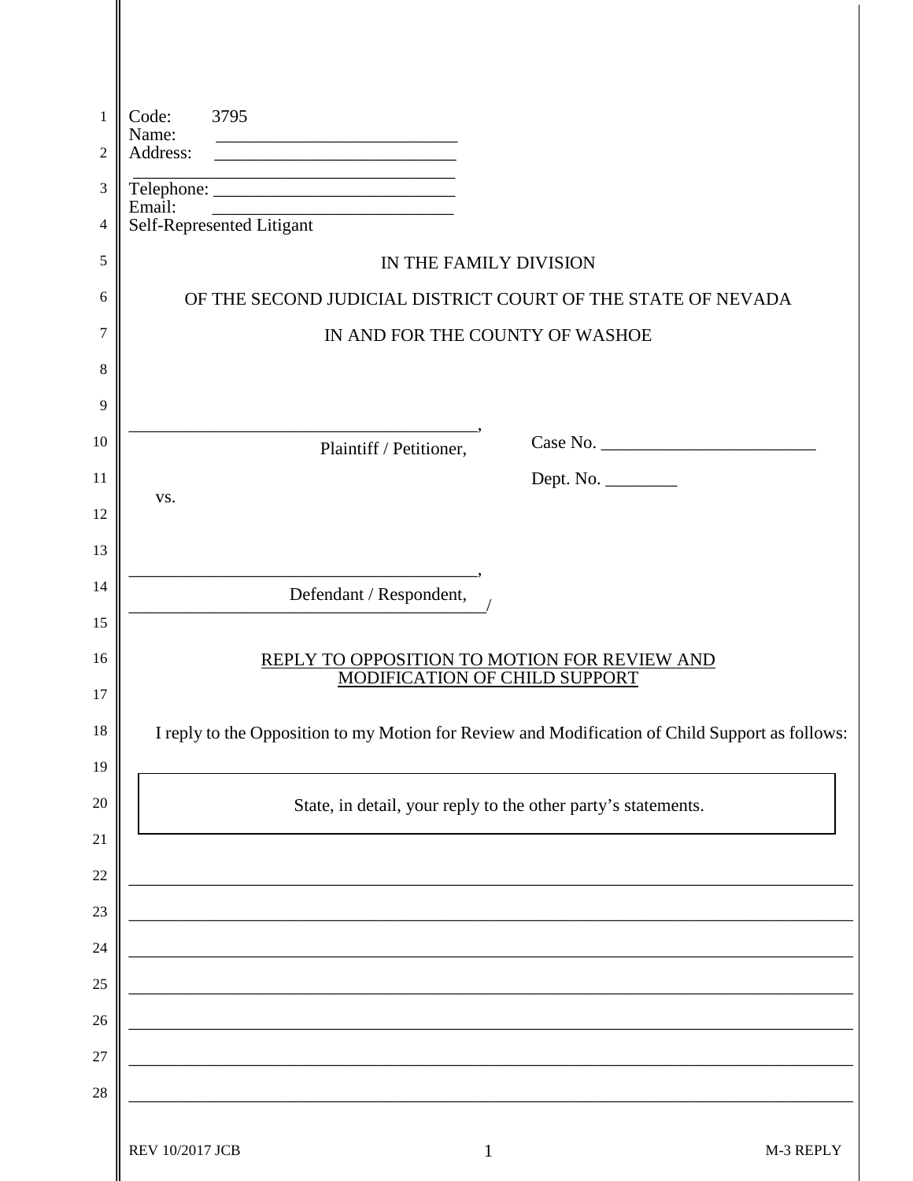Code: 3795
Name: ___________________________
Address: ___________________________
___________________________________
Telephone: ___________________________
Email: ___________________________
Self-Represented Litigant

IN THE FAMILY DIVISION

OF THE SECOND JUDICIAL DISTRICT COURT OF THE STATE OF NEVADA

IN AND FOR THE COUNTY OF WASHOE

________________________________________,
Plaintiff / Petitioner,

vs.

________________________________________,
Defendant / Respondent,
________________________________________/

Case No. ________________________

Dept. No. ________

REPLY TO OPPOSITION TO MOTION FOR REVIEW AND MODIFICATION OF CHILD SUPPORT

I reply to the Opposition to my Motion for Review and Modification of Child Support as follows:

State, in detail, your reply to the other party's statements.

_______________________________________________________________________________

_______________________________________________________________________________

_______________________________________________________________________________

_______________________________________________________________________________

_______________________________________________________________________________

_______________________________________________________________________________

_______________________________________________________________________________

REV 10/2017 JCB — M-3 REPLY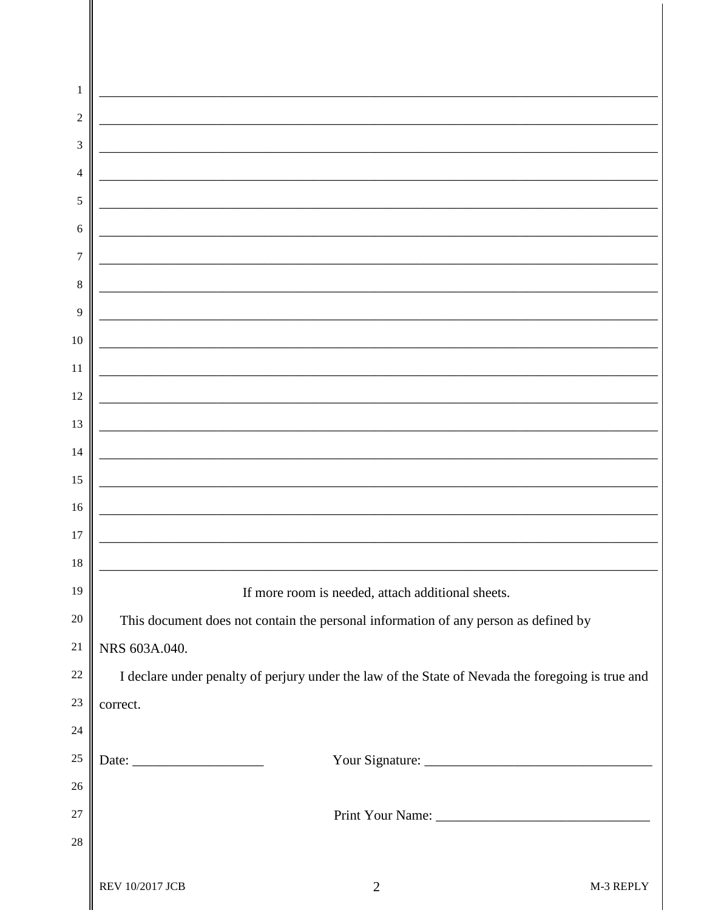_______________________________________________________________________________

_______________________________________________________________________________

_______________________________________________________________________________

_______________________________________________________________________________

_______________________________________________________________________________

_______________________________________________________________________________

_______________________________________________________________________________

_______________________________________________________________________________

_______________________________________________________________________________

_______________________________________________________________________________

_______________________________________________________________________________

_______________________________________________________________________________

_______________________________________________________________________________

_______________________________________________________________________________

_______________________________________________________________________________

_______________________________________________________________________________

_______________________________________________________________________________

_______________________________________________________________________________

If more room is needed, attach additional sheets.

This document does not contain the personal information of any person as defined by NRS 603A.040.

I declare under penalty of perjury under the law of the State of Nevada the foregoing is true and correct.

Date: ___________________ Your Signature: _________________________________

Print Your Name: ______________________________

REV 10/2017 JCB M-3 REPLY